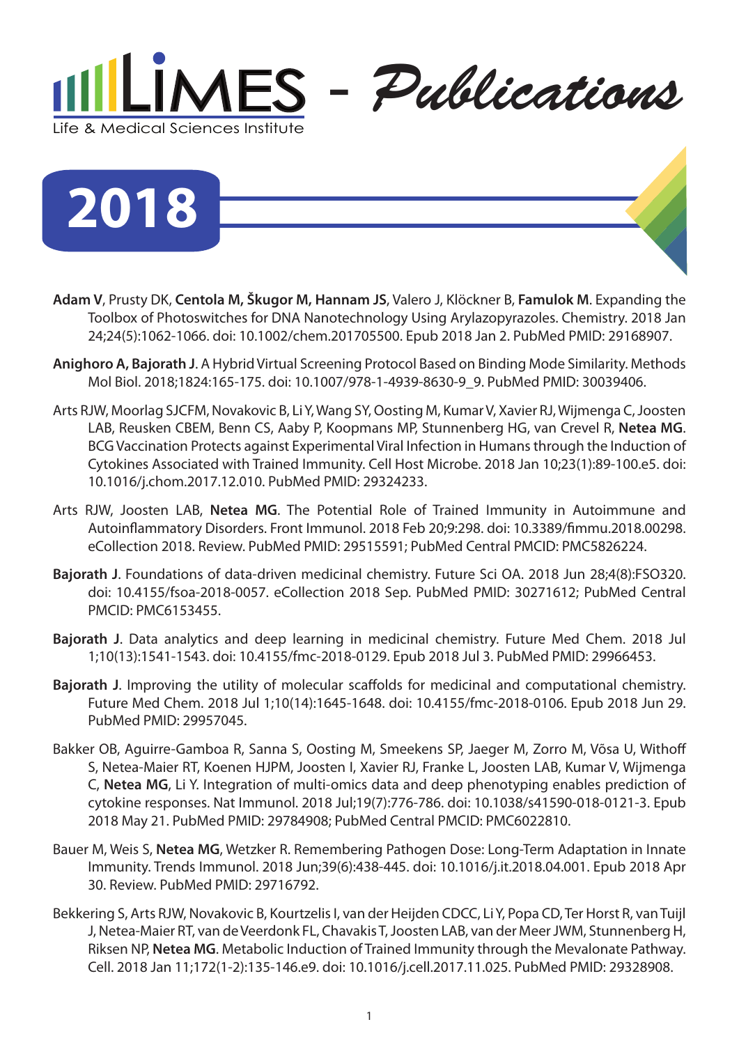# LIMES - Publications

Life & Medical Sciences Institute

## 2018

**Adam V**, Prusty DK, **Centola M, Škugor M, Hannam JS**, Valero J, Klöckner B, **Famulok M**. Expanding the Toolbox of Photoswitches for DNA Nanotechnology Using Arylazopyrazoles. Chemistry. 2018 Jan 24;24(5):1062-1066. doi: 10.1002/chem.201705500. Epub 2018 Jan 2. PubMed PMID: 29168907.

**Anighoro A, Bajorath J**. A Hybrid Virtual Screening Protocol Based on Binding Mode Similarity. Methods Mol Biol. 2018;1824:165-175. doi: 10.1007/978-1-4939-8630-9_9. PubMed PMID: 30039406.

Arts RJW, Moorlag SJCFM, Novakovic B, Li Y, Wang SY, Oosting M, Kumar V, Xavier RJ, Wijmenga C, Joosten LAB, Reusken CBEM, Benn CS, Aaby P, Koopmans MP, Stunnenberg HG, van Crevel R, **Netea MG**. BCG Vaccination Protects against Experimental Viral Infection in Humans through the Induction of Cytokines Associated with Trained Immunity. Cell Host Microbe. 2018 Jan 10;23(1):89-100.e5. doi: 10.1016/j.chom.2017.12.010. PubMed PMID: 29324233.

Arts RJW, Joosten LAB, **Netea MG**. The Potential Role of Trained Immunity in Autoimmune and Autoinflammatory Disorders. Front Immunol. 2018 Feb 20;9:298. doi: 10.3389/fimmu.2018.00298. eCollection 2018. Review. PubMed PMID: 29515591; PubMed Central PMCID: PMC5826224.

**Bajorath J**. Foundations of data-driven medicinal chemistry. Future Sci OA. 2018 Jun 28;4(8):FSO320. doi: 10.4155/fsoa-2018-0057. eCollection 2018 Sep. PubMed PMID: 30271612; PubMed Central PMCID: PMC6153455.

**Bajorath J**. Data analytics and deep learning in medicinal chemistry. Future Med Chem. 2018 Jul 1;10(13):1541-1543. doi: 10.4155/fmc-2018-0129. Epub 2018 Jul 3. PubMed PMID: 29966453.

**Bajorath J**. Improving the utility of molecular scaffolds for medicinal and computational chemistry. Future Med Chem. 2018 Jul 1;10(14):1645-1648. doi: 10.4155/fmc-2018-0106. Epub 2018 Jun 29. PubMed PMID: 29957045.

Bakker OB, Aguirre-Gamboa R, Sanna S, Oosting M, Smeekens SP, Jaeger M, Zorro M, Võsa U, Withoff S, Netea-Maier RT, Koenen HJPM, Joosten I, Xavier RJ, Franke L, Joosten LAB, Kumar V, Wijmenga C, **Netea MG**, Li Y. Integration of multi-omics data and deep phenotyping enables prediction of cytokine responses. Nat Immunol. 2018 Jul;19(7):776-786. doi: 10.1038/s41590-018-0121-3. Epub 2018 May 21. PubMed PMID: 29784908; PubMed Central PMCID: PMC6022810.

Bauer M, Weis S, **Netea MG**, Wetzker R. Remembering Pathogen Dose: Long-Term Adaptation in Innate Immunity. Trends Immunol. 2018 Jun;39(6):438-445. doi: 10.1016/j.it.2018.04.001. Epub 2018 Apr 30. Review. PubMed PMID: 29716792.

Bekkering S, Arts RJW, Novakovic B, Kourtzelis I, van der Heijden CDCC, Li Y, Popa CD, Ter Horst R, van Tuijl J, Netea-Maier RT, van de Veerdonk FL, Chavakis T, Joosten LAB, van der Meer JWM, Stunnenberg H, Riksen NP, **Netea MG**. Metabolic Induction of Trained Immunity through the Mevalonate Pathway. Cell. 2018 Jan 11;172(1-2):135-146.e9. doi: 10.1016/j.cell.2017.11.025. PubMed PMID: 29328908.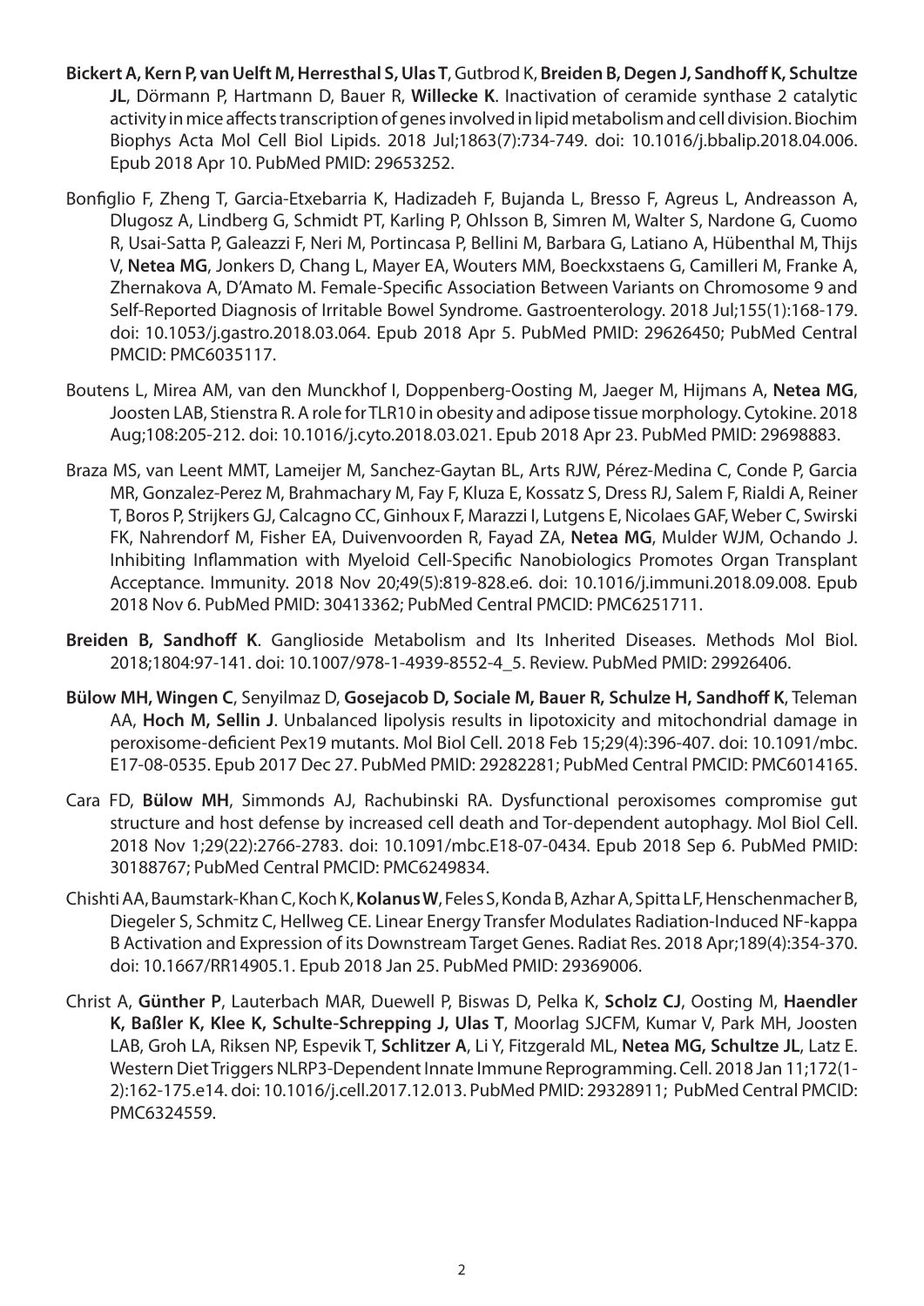**Bickert A, Kern P, van Uelft M, Herresthal S, Ulas T**, Gutbrod K, **Breiden B, Degen J, Sandhoff K, Schultze JL**, Dörmann P, Hartmann D, Bauer R, **Willecke K**. Inactivation of ceramide synthase 2 catalytic activity in mice affects transcription of genes involved in lipid metabolism and cell division. Biochim Biophys Acta Mol Cell Biol Lipids. 2018 Jul;1863(7):734-749. doi: 10.1016/j.bbalip.2018.04.006. Epub 2018 Apr 10. PubMed PMID: 29653252.

Bonfiglio F, Zheng T, Garcia-Etxebarria K, Hadizadeh F, Bujanda L, Bresso F, Agreus L, Andreasson A, Dlugosz A, Lindberg G, Schmidt PT, Karling P, Ohlsson B, Simren M, Walter S, Nardone G, Cuomo R, Usai-Satta P, Galeazzi F, Neri M, Portincasa P, Bellini M, Barbara G, Latiano A, Hübenthal M, Thijs V, **Netea MG**, Jonkers D, Chang L, Mayer EA, Wouters MM, Boeckxstaens G, Camilleri M, Franke A, Zhernakova A, D'Amato M. Female-Specific Association Between Variants on Chromosome 9 and Self-Reported Diagnosis of Irritable Bowel Syndrome. Gastroenterology. 2018 Jul;155(1):168-179. doi: 10.1053/j.gastro.2018.03.064. Epub 2018 Apr 5. PubMed PMID: 29626450; PubMed Central PMCID: PMC6035117.

Boutens L, Mirea AM, van den Munckhof I, Doppenberg-Oosting M, Jaeger M, Hijmans A, **Netea MG**, Joosten LAB, Stienstra R. A role for TLR10 in obesity and adipose tissue morphology. Cytokine. 2018 Aug;108:205-212. doi: 10.1016/j.cyto.2018.03.021. Epub 2018 Apr 23. PubMed PMID: 29698883.

Braza MS, van Leent MMT, Lameijer M, Sanchez-Gaytan BL, Arts RJW, Pérez-Medina C, Conde P, Garcia MR, Gonzalez-Perez M, Brahmachary M, Fay F, Kluza E, Kossatz S, Dress RJ, Salem F, Rialdi A, Reiner T, Boros P, Strijkers GJ, Calcagno CC, Ginhoux F, Marazzi I, Lutgens E, Nicolaes GAF, Weber C, Swirski FK, Nahrendorf M, Fisher EA, Duivenvoorden R, Fayad ZA, **Netea MG**, Mulder WJM, Ochando J. Inhibiting Inflammation with Myeloid Cell-Specific Nanobiologics Promotes Organ Transplant Acceptance. Immunity. 2018 Nov 20;49(5):819-828.e6. doi: 10.1016/j.immuni.2018.09.008. Epub 2018 Nov 6. PubMed PMID: 30413362; PubMed Central PMCID: PMC6251711.

**Breiden B, Sandhoff K**. Ganglioside Metabolism and Its Inherited Diseases. Methods Mol Biol. 2018;1804:97-141. doi: 10.1007/978-1-4939-8552-4_5. Review. PubMed PMID: 29926406.

**Bülow MH, Wingen C**, Senyilmaz D, **Gosejacob D, Sociale M, Bauer R, Schulze H, Sandhoff K**, Teleman AA, **Hoch M, Sellin J**. Unbalanced lipolysis results in lipotoxicity and mitochondrial damage in peroxisome-deficient Pex19 mutants. Mol Biol Cell. 2018 Feb 15;29(4):396-407. doi: 10.1091/mbc.E17-08-0535. Epub 2017 Dec 27. PubMed PMID: 29282281; PubMed Central PMCID: PMC6014165.

Cara FD, **Bülow MH**, Simmonds AJ, Rachubinski RA. Dysfunctional peroxisomes compromise gut structure and host defense by increased cell death and Tor-dependent autophagy. Mol Biol Cell. 2018 Nov 1;29(22):2766-2783. doi: 10.1091/mbc.E18-07-0434. Epub 2018 Sep 6. PubMed PMID: 30188767; PubMed Central PMCID: PMC6249834.

Chishti AA, Baumstark-Khan C, Koch K, **Kolanus W**, Feles S, Konda B, Azhar A, Spitta LF, Henschenmacher B, Diegeler S, Schmitz C, Hellweg CE. Linear Energy Transfer Modulates Radiation-Induced NF-kappa B Activation and Expression of its Downstream Target Genes. Radiat Res. 2018 Apr;189(4):354-370. doi: 10.1667/RR14905.1. Epub 2018 Jan 25. PubMed PMID: 29369006.

Christ A, **Günther P**, Lauterbach MAR, Duewell P, Biswas D, Pelka K, **Scholz CJ**, Oosting M, **Haendler K, Baßler K, Klee K, Schulte-Schrepping J, Ulas T**, Moorlag SJCFM, Kumar V, Park MH, Joosten LAB, Groh LA, Riksen NP, Espevik T, **Schlitzer A**, Li Y, Fitzgerald ML, **Netea MG, Schultze JL**, Latz E. Western Diet Triggers NLRP3-Dependent Innate Immune Reprogramming. Cell. 2018 Jan 11;172(1-2):162-175.e14. doi: 10.1016/j.cell.2017.12.013. PubMed PMID: 29328911; PubMed Central PMCID: PMC6324559.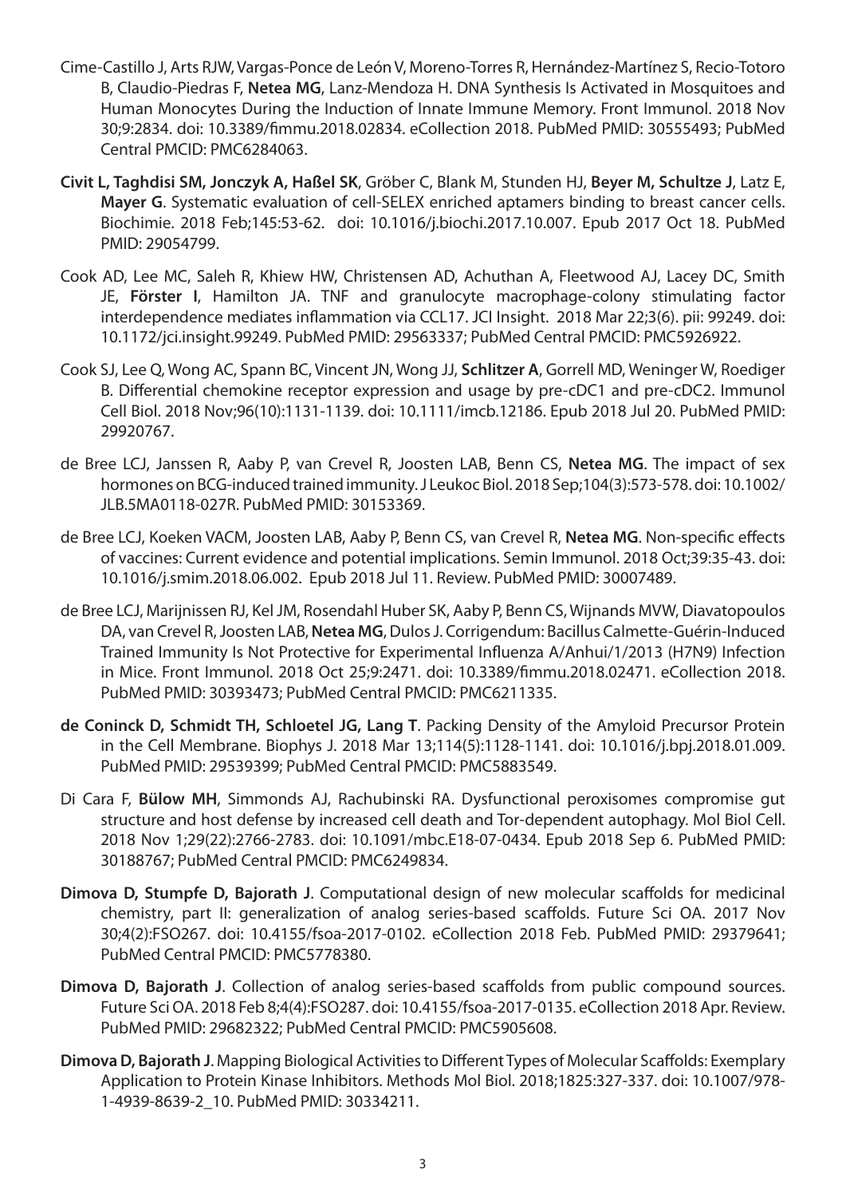Cime-Castillo J, Arts RJW, Vargas-Ponce de León V, Moreno-Torres R, Hernández-Martínez S, Recio-Totoro B, Claudio-Piedras F, **Netea MG**, Lanz-Mendoza H. DNA Synthesis Is Activated in Mosquitoes and Human Monocytes During the Induction of Innate Immune Memory. Front Immunol. 2018 Nov 30;9:2834. doi: 10.3389/fimmu.2018.02834. eCollection 2018. PubMed PMID: 30555493; PubMed Central PMCID: PMC6284063.

**Civit L, Taghdisi SM, Jonczyk A, Haßel SK**, Gröber C, Blank M, Stunden HJ, **Beyer M, Schultze J**, Latz E, **Mayer G**. Systematic evaluation of cell-SELEX enriched aptamers binding to breast cancer cells. Biochimie. 2018 Feb;145:53-62. doi: 10.1016/j.biochi.2017.10.007. Epub 2017 Oct 18. PubMed PMID: 29054799.

Cook AD, Lee MC, Saleh R, Khiew HW, Christensen AD, Achuthan A, Fleetwood AJ, Lacey DC, Smith JE, **Förster I**, Hamilton JA. TNF and granulocyte macrophage-colony stimulating factor interdependence mediates inflammation via CCL17. JCI Insight. 2018 Mar 22;3(6). pii: 99249. doi: 10.1172/jci.insight.99249. PubMed PMID: 29563337; PubMed Central PMCID: PMC5926922.

Cook SJ, Lee Q, Wong AC, Spann BC, Vincent JN, Wong JJ, **Schlitzer A**, Gorrell MD, Weninger W, Roediger B. Differential chemokine receptor expression and usage by pre-cDC1 and pre-cDC2. Immunol Cell Biol. 2018 Nov;96(10):1131-1139. doi: 10.1111/imcb.12186. Epub 2018 Jul 20. PubMed PMID: 29920767.

de Bree LCJ, Janssen R, Aaby P, van Crevel R, Joosten LAB, Benn CS, **Netea MG**. The impact of sex hormones on BCG-induced trained immunity. J Leukoc Biol. 2018 Sep;104(3):573-578. doi: 10.1002/JLB.5MA0118-027R. PubMed PMID: 30153369.

de Bree LCJ, Koeken VACM, Joosten LAB, Aaby P, Benn CS, van Crevel R, **Netea MG**. Non-specific effects of vaccines: Current evidence and potential implications. Semin Immunol. 2018 Oct;39:35-43. doi: 10.1016/j.smim.2018.06.002. Epub 2018 Jul 11. Review. PubMed PMID: 30007489.

de Bree LCJ, Marijnissen RJ, Kel JM, Rosendahl Huber SK, Aaby P, Benn CS, Wijnands MVW, Diavatopoulos DA, van Crevel R, Joosten LAB, **Netea MG**, Dulos J. Corrigendum: Bacillus Calmette-Guérin-Induced Trained Immunity Is Not Protective for Experimental Influenza A/Anhui/1/2013 (H7N9) Infection in Mice. Front Immunol. 2018 Oct 25;9:2471. doi: 10.3389/fimmu.2018.02471. eCollection 2018. PubMed PMID: 30393473; PubMed Central PMCID: PMC6211335.

**de Coninck D, Schmidt TH, Schloetel JG, Lang T**. Packing Density of the Amyloid Precursor Protein in the Cell Membrane. Biophys J. 2018 Mar 13;114(5):1128-1141. doi: 10.1016/j.bpj.2018.01.009. PubMed PMID: 29539399; PubMed Central PMCID: PMC5883549.

Di Cara F, **Bülow MH**, Simmonds AJ, Rachubinski RA. Dysfunctional peroxisomes compromise gut structure and host defense by increased cell death and Tor-dependent autophagy. Mol Biol Cell. 2018 Nov 1;29(22):2766-2783. doi: 10.1091/mbc.E18-07-0434. Epub 2018 Sep 6. PubMed PMID: 30188767; PubMed Central PMCID: PMC6249834.

**Dimova D, Stumpfe D, Bajorath J**. Computational design of new molecular scaffolds for medicinal chemistry, part II: generalization of analog series-based scaffolds. Future Sci OA. 2017 Nov 30;4(2):FSO267. doi: 10.4155/fsoa-2017-0102. eCollection 2018 Feb. PubMed PMID: 29379641; PubMed Central PMCID: PMC5778380.

**Dimova D, Bajorath J**. Collection of analog series-based scaffolds from public compound sources. Future Sci OA. 2018 Feb 8;4(4):FSO287. doi: 10.4155/fsoa-2017-0135. eCollection 2018 Apr. Review. PubMed PMID: 29682322; PubMed Central PMCID: PMC5905608.

**Dimova D, Bajorath J**. Mapping Biological Activities to Different Types of Molecular Scaffolds: Exemplary Application to Protein Kinase Inhibitors. Methods Mol Biol. 2018;1825:327-337. doi: 10.1007/978-1-4939-8639-2_10. PubMed PMID: 30334211.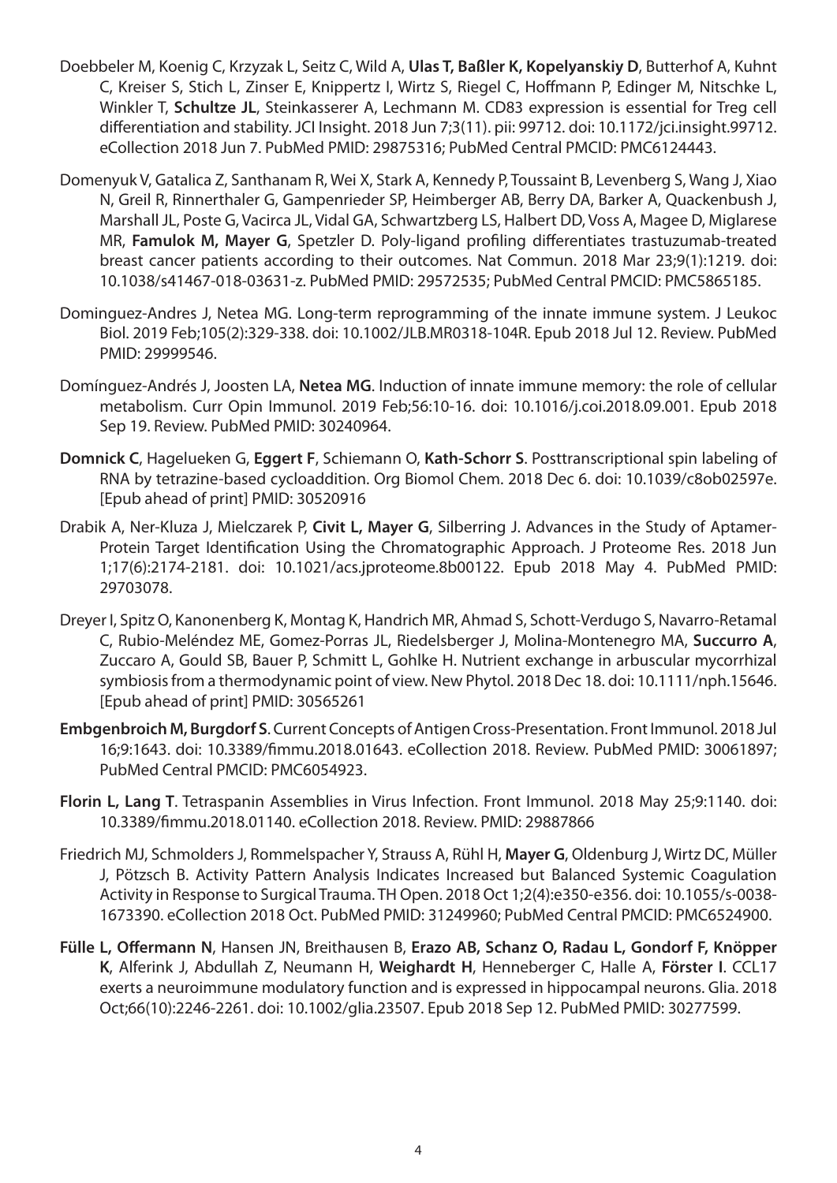Doebbeler M, Koenig C, Krzyzak L, Seitz C, Wild A, **Ulas T, Baßler K, Kopelyanskiy D**, Butterhof A, Kuhnt C, Kreiser S, Stich L, Zinser E, Knippertz I, Wirtz S, Riegel C, Hoffmann P, Edinger M, Nitschke L, Winkler T, **Schultze JL**, Steinkasserer A, Lechmann M. CD83 expression is essential for Treg cell differentiation and stability. JCI Insight. 2018 Jun 7;3(11). pii: 99712. doi: 10.1172/jci.insight.99712. eCollection 2018 Jun 7. PubMed PMID: 29875316; PubMed Central PMCID: PMC6124443.

Domenyuk V, Gatalica Z, Santhanam R, Wei X, Stark A, Kennedy P, Toussaint B, Levenberg S, Wang J, Xiao N, Greil R, Rinnerthaler G, Gampenrieder SP, Heimberger AB, Berry DA, Barker A, Quackenbush J, Marshall JL, Poste G, Vacirca JL, Vidal GA, Schwartzberg LS, Halbert DD, Voss A, Magee D, Miglarese MR, **Famulok M, Mayer G**, Spetzler D. Poly-ligand profiling differentiates trastuzumab-treated breast cancer patients according to their outcomes. Nat Commun. 2018 Mar 23;9(1):1219. doi: 10.1038/s41467-018-03631-z. PubMed PMID: 29572535; PubMed Central PMCID: PMC5865185.

Dominguez-Andres J, Netea MG. Long-term reprogramming of the innate immune system. J Leukoc Biol. 2019 Feb;105(2):329-338. doi: 10.1002/JLB.MR0318-104R. Epub 2018 Jul 12. Review. PubMed PMID: 29999546.

Domínguez-Andrés J, Joosten LA, **Netea MG**. Induction of innate immune memory: the role of cellular metabolism. Curr Opin Immunol. 2019 Feb;56:10-16. doi: 10.1016/j.coi.2018.09.001. Epub 2018 Sep 19. Review. PubMed PMID: 30240964.

**Domnick C**, Hagelueken G, **Eggert F**, Schiemann O, **Kath-Schorr S**. Posttranscriptional spin labeling of RNA by tetrazine-based cycloaddition. Org Biomol Chem. 2018 Dec 6. doi: 10.1039/c8ob02597e. [Epub ahead of print] PMID: 30520916

Drabik A, Ner-Kluza J, Mielczarek P, **Civit L, Mayer G**, Silberring J. Advances in the Study of Aptamer-Protein Target Identification Using the Chromatographic Approach. J Proteome Res. 2018 Jun 1;17(6):2174-2181. doi: 10.1021/acs.jproteome.8b00122. Epub 2018 May 4. PubMed PMID: 29703078.

Dreyer I, Spitz O, Kanonenberg K, Montag K, Handrich MR, Ahmad S, Schott-Verdugo S, Navarro-Retamal C, Rubio-Meléndez ME, Gomez-Porras JL, Riedelsberger J, Molina-Montenegro MA, **Succurro A**, Zuccaro A, Gould SB, Bauer P, Schmitt L, Gohlke H. Nutrient exchange in arbuscular mycorrhizal symbiosis from a thermodynamic point of view. New Phytol. 2018 Dec 18. doi: 10.1111/nph.15646. [Epub ahead of print] PMID: 30565261

**Embgenbroich M, Burgdorf S**. Current Concepts of Antigen Cross-Presentation. Front Immunol. 2018 Jul 16;9:1643. doi: 10.3389/fimmu.2018.01643. eCollection 2018. Review. PubMed PMID: 30061897; PubMed Central PMCID: PMC6054923.

**Florin L, Lang T**. Tetraspanin Assemblies in Virus Infection. Front Immunol. 2018 May 25;9:1140. doi: 10.3389/fimmu.2018.01140. eCollection 2018. Review. PMID: 29887866

Friedrich MJ, Schmolders J, Rommelspacher Y, Strauss A, Rühl H, **Mayer G**, Oldenburg J, Wirtz DC, Müller J, Pötzsch B. Activity Pattern Analysis Indicates Increased but Balanced Systemic Coagulation Activity in Response to Surgical Trauma. TH Open. 2018 Oct 1;2(4):e350-e356. doi: 10.1055/s-0038-1673390. eCollection 2018 Oct. PubMed PMID: 31249960; PubMed Central PMCID: PMC6524900.

**Fülle L, Offermann N**, Hansen JN, Breithausen B, **Erazo AB, Schanz O, Radau L, Gondorf F, Knöpper K**, Alferink J, Abdullah Z, Neumann H, **Weighardt H**, Henneberger C, Halle A, **Förster I**. CCL17 exerts a neuroimmune modulatory function and is expressed in hippocampal neurons. Glia. 2018 Oct;66(10):2246-2261. doi: 10.1002/glia.23507. Epub 2018 Sep 12. PubMed PMID: 30277599.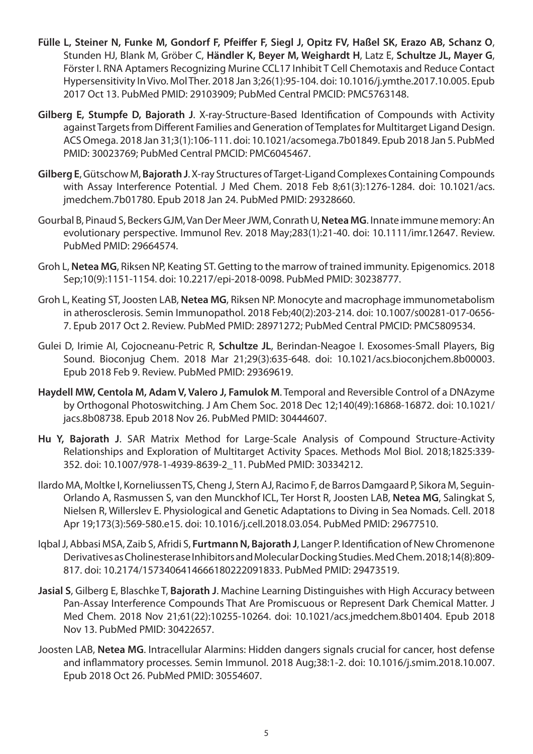**Fülle L, Steiner N, Funke M, Gondorf F, Pfeiffer F, Siegl J, Opitz FV, Haßel SK, Erazo AB, Schanz O**, Stunden HJ, Blank M, Gröber C, **Händler K, Beyer M, Weighardt H**, Latz E, **Schultze JL, Mayer G**, Förster I. RNA Aptamers Recognizing Murine CCL17 Inhibit T Cell Chemotaxis and Reduce Contact Hypersensitivity In Vivo. Mol Ther. 2018 Jan 3;26(1):95-104. doi: 10.1016/j.ymthe.2017.10.005. Epub 2017 Oct 13. PubMed PMID: 29103909; PubMed Central PMCID: PMC5763148.

**Gilberg E, Stumpfe D, Bajorath J**. X-ray-Structure-Based Identification of Compounds with Activity against Targets from Different Families and Generation of Templates for Multitarget Ligand Design. ACS Omega. 2018 Jan 31;3(1):106-111. doi: 10.1021/acsomega.7b01849. Epub 2018 Jan 5. PubMed PMID: 30023769; PubMed Central PMCID: PMC6045467.

**Gilberg E**, Gütschow M, **Bajorath J**. X-ray Structures of Target-Ligand Complexes Containing Compounds with Assay Interference Potential. J Med Chem. 2018 Feb 8;61(3):1276-1284. doi: 10.1021/acs.jmedchem.7b01780. Epub 2018 Jan 24. PubMed PMID: 29328660.

Gourbal B, Pinaud S, Beckers GJM, Van Der Meer JWM, Conrath U, **Netea MG**. Innate immune memory: An evolutionary perspective. Immunol Rev. 2018 May;283(1):21-40. doi: 10.1111/imr.12647. Review. PubMed PMID: 29664574.

Groh L, **Netea MG**, Riksen NP, Keating ST. Getting to the marrow of trained immunity. Epigenomics. 2018 Sep;10(9):1151-1154. doi: 10.2217/epi-2018-0098. PubMed PMID: 30238777.

Groh L, Keating ST, Joosten LAB, **Netea MG**, Riksen NP. Monocyte and macrophage immunometabolism in atherosclerosis. Semin Immunopathol. 2018 Feb;40(2):203-214. doi: 10.1007/s00281-017-0656-7. Epub 2017 Oct 2. Review. PubMed PMID: 28971272; PubMed Central PMCID: PMC5809534.

Gulei D, Irimie AI, Cojocneanu-Petric R, **Schultze JL**, Berindan-Neagoe I. Exosomes-Small Players, Big Sound. Bioconjug Chem. 2018 Mar 21;29(3):635-648. doi: 10.1021/acs.bioconjchem.8b00003. Epub 2018 Feb 9. Review. PubMed PMID: 29369619.

**Haydell MW, Centola M, Adam V, Valero J, Famulok M**. Temporal and Reversible Control of a DNAzyme by Orthogonal Photoswitching. J Am Chem Soc. 2018 Dec 12;140(49):16868-16872. doi: 10.1021/jacs.8b08738. Epub 2018 Nov 26. PubMed PMID: 30444607.

**Hu Y, Bajorath J**. SAR Matrix Method for Large-Scale Analysis of Compound Structure-Activity Relationships and Exploration of Multitarget Activity Spaces. Methods Mol Biol. 2018;1825:339-352. doi: 10.1007/978-1-4939-8639-2_11. PubMed PMID: 30334212.

Ilardo MA, Moltke I, Korneliussen TS, Cheng J, Stern AJ, Racimo F, de Barros Damgaard P, Sikora M, Seguin-Orlando A, Rasmussen S, van den Munckhof ICL, Ter Horst R, Joosten LAB, **Netea MG**, Salingkat S, Nielsen R, Willerslev E. Physiological and Genetic Adaptations to Diving in Sea Nomads. Cell. 2018 Apr 19;173(3):569-580.e15. doi: 10.1016/j.cell.2018.03.054. PubMed PMID: 29677510.

Iqbal J, Abbasi MSA, Zaib S, Afridi S, **Furtmann N, Bajorath J**, Langer P. Identification of New Chromenone Derivatives as Cholinesterase Inhibitors and Molecular Docking Studies. Med Chem. 2018;14(8):809-817. doi: 10.2174/1573406414666180222091833. PubMed PMID: 29473519.

**Jasial S**, Gilberg E, Blaschke T, **Bajorath J**. Machine Learning Distinguishes with High Accuracy between Pan-Assay Interference Compounds That Are Promiscuous or Represent Dark Chemical Matter. J Med Chem. 2018 Nov 21;61(22):10255-10264. doi: 10.1021/acs.jmedchem.8b01404. Epub 2018 Nov 13. PubMed PMID: 30422657.

Joosten LAB, **Netea MG**. Intracellular Alarmins: Hidden dangers signals crucial for cancer, host defense and inflammatory processes. Semin Immunol. 2018 Aug;38:1-2. doi: 10.1016/j.smim.2018.10.007. Epub 2018 Oct 26. PubMed PMID: 30554607.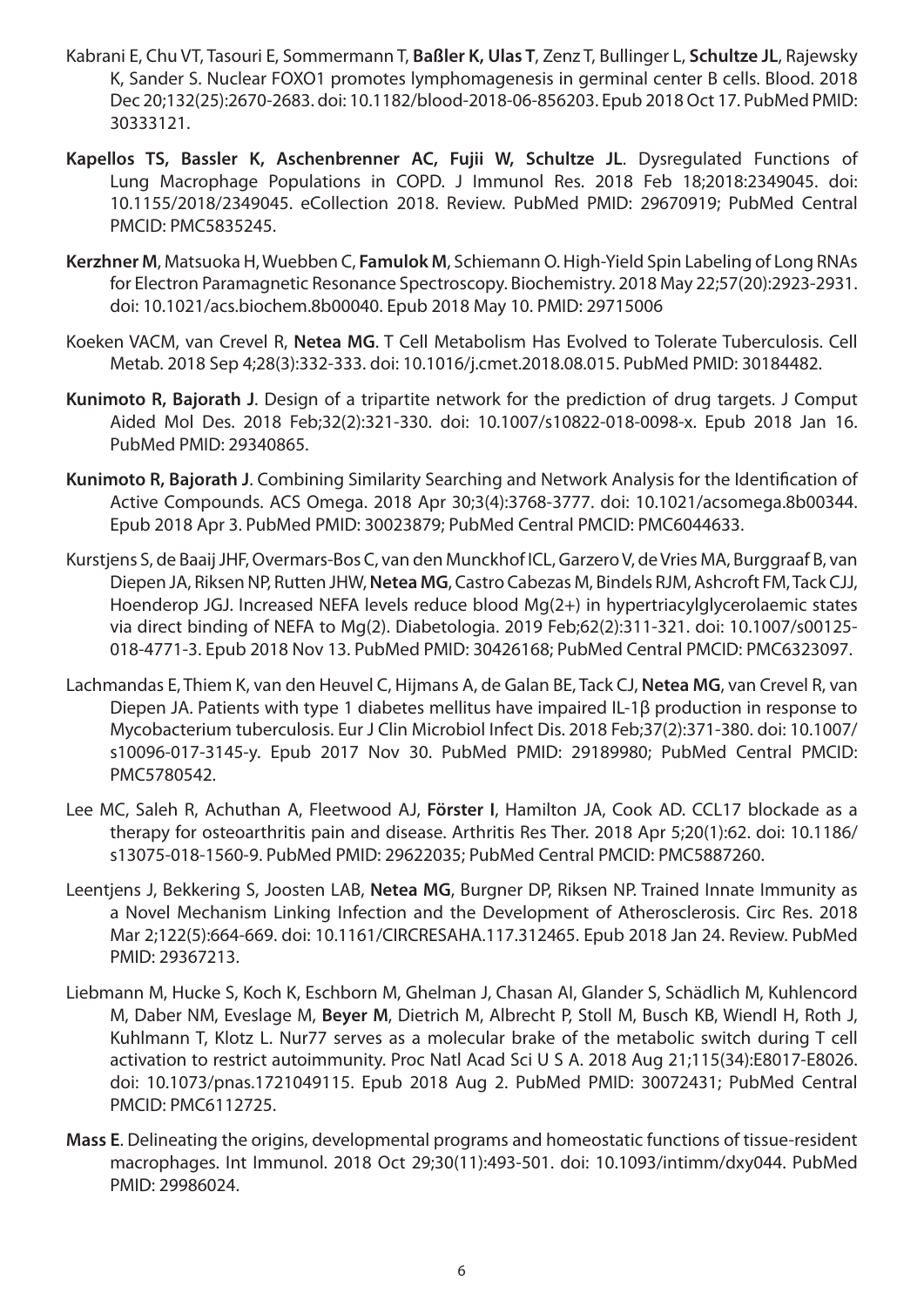Kabrani E, Chu VT, Tasouri E, Sommermann T, **Baßler K, Ulas T**, Zenz T, Bullinger L, **Schultze JL**, Rajewsky K, Sander S. Nuclear FOXO1 promotes lymphomagenesis in germinal center B cells. Blood. 2018 Dec 20;132(25):2670-2683. doi: 10.1182/blood-2018-06-856203. Epub 2018 Oct 17. PubMed PMID: 30333121.

**Kapellos TS, Bassler K, Aschenbrenner AC, Fujii W, Schultze JL**. Dysregulated Functions of Lung Macrophage Populations in COPD. J Immunol Res. 2018 Feb 18;2018:2349045. doi: 10.1155/2018/2349045. eCollection 2018. Review. PubMed PMID: 29670919; PubMed Central PMCID: PMC5835245.

**Kerzhner M**, Matsuoka H, Wuebben C, **Famulok M**, Schiemann O. High-Yield Spin Labeling of Long RNAs for Electron Paramagnetic Resonance Spectroscopy. Biochemistry. 2018 May 22;57(20):2923-2931. doi: 10.1021/acs.biochem.8b00040. Epub 2018 May 10. PMID: 29715006

Koeken VACM, van Crevel R, **Netea MG**. T Cell Metabolism Has Evolved to Tolerate Tuberculosis. Cell Metab. 2018 Sep 4;28(3):332-333. doi: 10.1016/j.cmet.2018.08.015. PubMed PMID: 30184482.

**Kunimoto R, Bajorath J**. Design of a tripartite network for the prediction of drug targets. J Comput Aided Mol Des. 2018 Feb;32(2):321-330. doi: 10.1007/s10822-018-0098-x. Epub 2018 Jan 16. PubMed PMID: 29340865.

**Kunimoto R, Bajorath J**. Combining Similarity Searching and Network Analysis for the Identification of Active Compounds. ACS Omega. 2018 Apr 30;3(4):3768-3777. doi: 10.1021/acsomega.8b00344. Epub 2018 Apr 3. PubMed PMID: 30023879; PubMed Central PMCID: PMC6044633.

Kurstjens S, de Baaij JHF, Overmars-Bos C, van den Munckhof ICL, Garzero V, de Vries MA, Burggraaf B, van Diepen JA, Riksen NP, Rutten JHW, **Netea MG**, Castro Cabezas M, Bindels RJM, Ashcroft FM, Tack CJJ, Hoenderop JGJ. Increased NEFA levels reduce blood Mg(2+) in hypertriacylglycerolaemic states via direct binding of NEFA to Mg(2). Diabetologia. 2019 Feb;62(2):311-321. doi: 10.1007/s00125-018-4771-3. Epub 2018 Nov 13. PubMed PMID: 30426168; PubMed Central PMCID: PMC6323097.

Lachmandas E, Thiem K, van den Heuvel C, Hijmans A, de Galan BE, Tack CJ, **Netea MG**, van Crevel R, van Diepen JA. Patients with type 1 diabetes mellitus have impaired IL-1β production in response to Mycobacterium tuberculosis. Eur J Clin Microbiol Infect Dis. 2018 Feb;37(2):371-380. doi: 10.1007/s10096-017-3145-y. Epub 2017 Nov 30. PubMed PMID: 29189980; PubMed Central PMCID: PMC5780542.

Lee MC, Saleh R, Achuthan A, Fleetwood AJ, **Förster I**, Hamilton JA, Cook AD. CCL17 blockade as a therapy for osteoarthritis pain and disease. Arthritis Res Ther. 2018 Apr 5;20(1):62. doi: 10.1186/s13075-018-1560-9. PubMed PMID: 29622035; PubMed Central PMCID: PMC5887260.

Leentjens J, Bekkering S, Joosten LAB, **Netea MG**, Burgner DP, Riksen NP. Trained Innate Immunity as a Novel Mechanism Linking Infection and the Development of Atherosclerosis. Circ Res. 2018 Mar 2;122(5):664-669. doi: 10.1161/CIRCRESAHA.117.312465. Epub 2018 Jan 24. Review. PubMed PMID: 29367213.

Liebmann M, Hucke S, Koch K, Eschborn M, Ghelman J, Chasan AI, Glander S, Schädlich M, Kuhlencord M, Daber NM, Eveslage M, **Beyer M**, Dietrich M, Albrecht P, Stoll M, Busch KB, Wiendl H, Roth J, Kuhlmann T, Klotz L. Nur77 serves as a molecular brake of the metabolic switch during T cell activation to restrict autoimmunity. Proc Natl Acad Sci U S A. 2018 Aug 21;115(34):E8017-E8026. doi: 10.1073/pnas.1721049115. Epub 2018 Aug 2. PubMed PMID: 30072431; PubMed Central PMCID: PMC6112725.

**Mass E**. Delineating the origins, developmental programs and homeostatic functions of tissue-resident macrophages. Int Immunol. 2018 Oct 29;30(11):493-501. doi: 10.1093/intimm/dxy044. PubMed PMID: 29986024.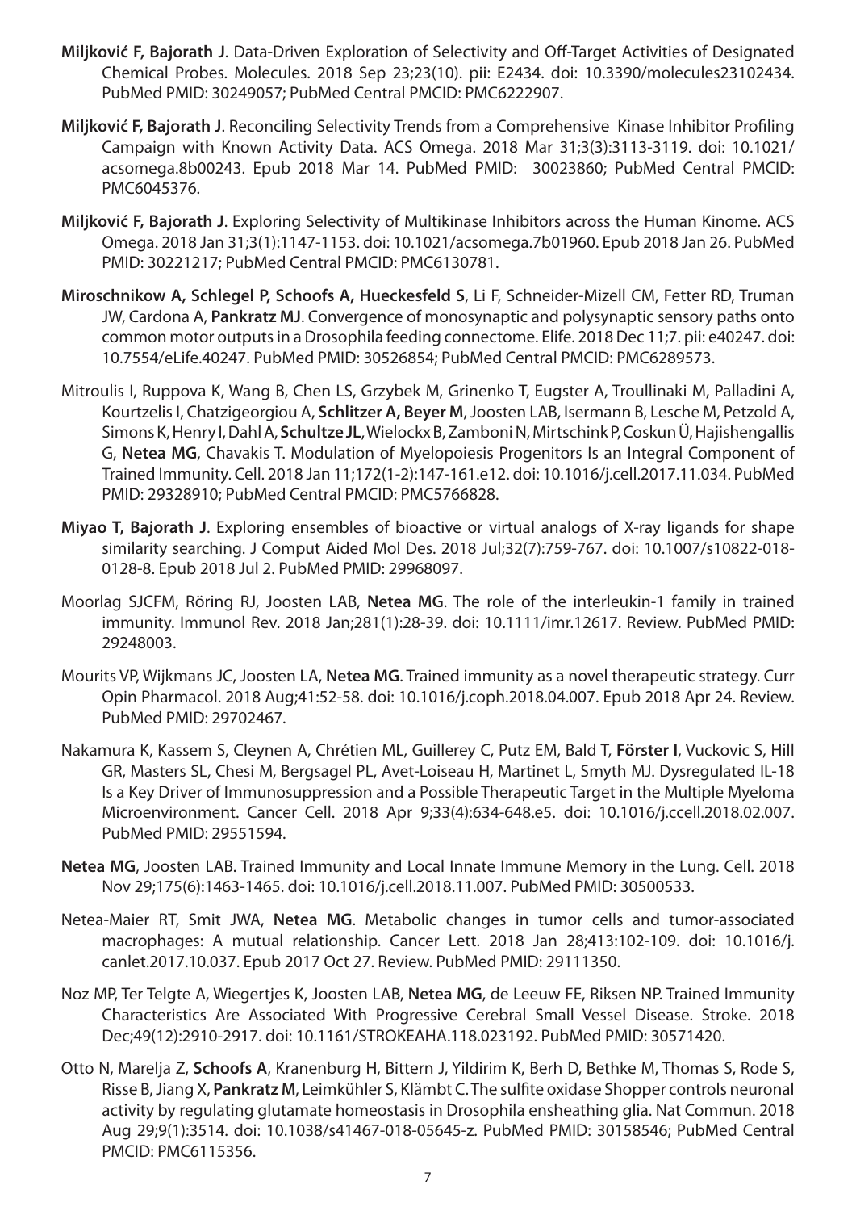**Miljković F, Bajorath J**. Data-Driven Exploration of Selectivity and Off-Target Activities of Designated Chemical Probes. Molecules. 2018 Sep 23;23(10). pii: E2434. doi: 10.3390/molecules23102434. PubMed PMID: 30249057; PubMed Central PMCID: PMC6222907.

**Miljković F, Bajorath J**. Reconciling Selectivity Trends from a Comprehensive Kinase Inhibitor Profiling Campaign with Known Activity Data. ACS Omega. 2018 Mar 31;3(3):3113-3119. doi: 10.1021/acsomega.8b00243. Epub 2018 Mar 14. PubMed PMID: 30023860; PubMed Central PMCID: PMC6045376.

**Miljković F, Bajorath J**. Exploring Selectivity of Multikinase Inhibitors across the Human Kinome. ACS Omega. 2018 Jan 31;3(1):1147-1153. doi: 10.1021/acsomega.7b01960. Epub 2018 Jan 26. PubMed PMID: 30221217; PubMed Central PMCID: PMC6130781.

**Miroschnikow A, Schlegel P, Schoofs A, Hueckesfeld S**, Li F, Schneider-Mizell CM, Fetter RD, Truman JW, Cardona A, **Pankratz MJ**. Convergence of monosynaptic and polysynaptic sensory paths onto common motor outputs in a Drosophila feeding connectome. Elife. 2018 Dec 11;7. pii: e40247. doi: 10.7554/eLife.40247. PubMed PMID: 30526854; PubMed Central PMCID: PMC6289573.

Mitroulis I, Ruppova K, Wang B, Chen LS, Grzybek M, Grinenko T, Eugster A, Troullinaki M, Palladini A, Kourtzelis I, Chatzigeorgiou A, **Schlitzer A, Beyer M**, Joosten LAB, Isermann B, Lesche M, Petzold A, Simons K, Henry I, Dahl A, **Schultze JL**, Wielockx B, Zamboni N, Mirtschink P, Coskun Ü, Hajishengallis G, **Netea MG**, Chavakis T. Modulation of Myelopoiesis Progenitors Is an Integral Component of Trained Immunity. Cell. 2018 Jan 11;172(1-2):147-161.e12. doi: 10.1016/j.cell.2017.11.034. PubMed PMID: 29328910; PubMed Central PMCID: PMC5766828.

**Miyao T, Bajorath J**. Exploring ensembles of bioactive or virtual analogs of X-ray ligands for shape similarity searching. J Comput Aided Mol Des. 2018 Jul;32(7):759-767. doi: 10.1007/s10822-018-0128-8. Epub 2018 Jul 2. PubMed PMID: 29968097.

Moorlag SJCFM, Röring RJ, Joosten LAB, **Netea MG**. The role of the interleukin-1 family in trained immunity. Immunol Rev. 2018 Jan;281(1):28-39. doi: 10.1111/imr.12617. Review. PubMed PMID: 29248003.

Mourits VP, Wijkmans JC, Joosten LA, **Netea MG**. Trained immunity as a novel therapeutic strategy. Curr Opin Pharmacol. 2018 Aug;41:52-58. doi: 10.1016/j.coph.2018.04.007. Epub 2018 Apr 24. Review. PubMed PMID: 29702467.

Nakamura K, Kassem S, Cleynen A, Chrétien ML, Guillerey C, Putz EM, Bald T, **Förster I**, Vuckovic S, Hill GR, Masters SL, Chesi M, Bergsagel PL, Avet-Loiseau H, Martinet L, Smyth MJ. Dysregulated IL-18 Is a Key Driver of Immunosuppression and a Possible Therapeutic Target in the Multiple Myeloma Microenvironment. Cancer Cell. 2018 Apr 9;33(4):634-648.e5. doi: 10.1016/j.ccell.2018.02.007. PubMed PMID: 29551594.

**Netea MG**, Joosten LAB. Trained Immunity and Local Innate Immune Memory in the Lung. Cell. 2018 Nov 29;175(6):1463-1465. doi: 10.1016/j.cell.2018.11.007. PubMed PMID: 30500533.

Netea-Maier RT, Smit JWA, **Netea MG**. Metabolic changes in tumor cells and tumor-associated macrophages: A mutual relationship. Cancer Lett. 2018 Jan 28;413:102-109. doi: 10.1016/j.canlet.2017.10.037. Epub 2017 Oct 27. Review. PubMed PMID: 29111350.

Noz MP, Ter Telgte A, Wiegertjes K, Joosten LAB, **Netea MG**, de Leeuw FE, Riksen NP. Trained Immunity Characteristics Are Associated With Progressive Cerebral Small Vessel Disease. Stroke. 2018 Dec;49(12):2910-2917. doi: 10.1161/STROKEAHA.118.023192. PubMed PMID: 30571420.

Otto N, Marelja Z, **Schoofs A**, Kranenburg H, Bittern J, Yildirim K, Berh D, Bethke M, Thomas S, Rode S, Risse B, Jiang X, **Pankratz M**, Leimkühler S, Klämbt C. The sulfite oxidase Shopper controls neuronal activity by regulating glutamate homeostasis in Drosophila ensheathing glia. Nat Commun. 2018 Aug 29;9(1):3514. doi: 10.1038/s41467-018-05645-z. PubMed PMID: 30158546; PubMed Central PMCID: PMC6115356.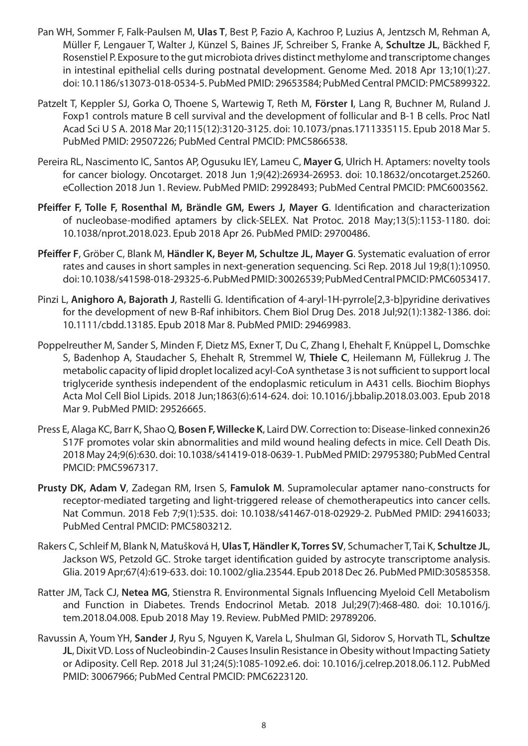Pan WH, Sommer F, Falk-Paulsen M, **Ulas T**, Best P, Fazio A, Kachroo P, Luzius A, Jentzsch M, Rehman A, Müller F, Lengauer T, Walter J, Künzel S, Baines JF, Schreiber S, Franke A, **Schultze JL**, Bäckhed F, Rosenstiel P. Exposure to the gut microbiota drives distinct methylome and transcriptome changes in intestinal epithelial cells during postnatal development. Genome Med. 2018 Apr 13;10(1):27. doi: 10.1186/s13073-018-0534-5. PubMed PMID: 29653584; PubMed Central PMCID: PMC5899322.

Patzelt T, Keppler SJ, Gorka O, Thoene S, Wartewig T, Reth M, **Förster I**, Lang R, Buchner M, Ruland J. Foxp1 controls mature B cell survival and the development of follicular and B-1 B cells. Proc Natl Acad Sci U S A. 2018 Mar 20;115(12):3120-3125. doi: 10.1073/pnas.1711335115. Epub 2018 Mar 5. PubMed PMID: 29507226; PubMed Central PMCID: PMC5866538.

Pereira RL, Nascimento IC, Santos AP, Ogusuku IEY, Lameu C, **Mayer G**, Ulrich H. Aptamers: novelty tools for cancer biology. Oncotarget. 2018 Jun 1;9(42):26934-26953. doi: 10.18632/oncotarget.25260. eCollection 2018 Jun 1. Review. PubMed PMID: 29928493; PubMed Central PMCID: PMC6003562.

**Pfeiffer F, Tolle F, Rosenthal M, Brändle GM, Ewers J, Mayer G**. Identification and characterization of nucleobase-modified aptamers by click-SELEX. Nat Protoc. 2018 May;13(5):1153-1180. doi: 10.1038/nprot.2018.023. Epub 2018 Apr 26. PubMed PMID: 29700486.

**Pfeiffer F**, Gröber C, Blank M, **Händler K, Beyer M, Schultze JL, Mayer G**. Systematic evaluation of error rates and causes in short samples in next-generation sequencing. Sci Rep. 2018 Jul 19;8(1):10950. doi: 10.1038/s41598-018-29325-6. PubMed PMID: 30026539; PubMed Central PMCID: PMC6053417.

Pinzi L, **Anighoro A, Bajorath J**, Rastelli G. Identification of 4-aryl-1H-pyrrole[2,3-b]pyridine derivatives for the development of new B-Raf inhibitors. Chem Biol Drug Des. 2018 Jul;92(1):1382-1386. doi: 10.1111/cbdd.13185. Epub 2018 Mar 8. PubMed PMID: 29469983.

Poppelreuther M, Sander S, Minden F, Dietz MS, Exner T, Du C, Zhang I, Ehehalt F, Knüppel L, Domschke S, Badenhop A, Staudacher S, Ehehalt R, Stremmel W, **Thiele C**, Heilemann M, Füllekrug J. The metabolic capacity of lipid droplet localized acyl-CoA synthetase 3 is not sufficient to support local triglyceride synthesis independent of the endoplasmic reticulum in A431 cells. Biochim Biophys Acta Mol Cell Biol Lipids. 2018 Jun;1863(6):614-624. doi: 10.1016/j.bbalip.2018.03.003. Epub 2018 Mar 9. PubMed PMID: 29526665.

Press E, Alaga KC, Barr K, Shao Q, **Bosen F, Willecke K**, Laird DW. Correction to: Disease-linked connexin26 S17F promotes volar skin abnormalities and mild wound healing defects in mice. Cell Death Dis. 2018 May 24;9(6):630. doi: 10.1038/s41419-018-0639-1. PubMed PMID: 29795380; PubMed Central PMCID: PMC5967317.

**Prusty DK, Adam V**, Zadegan RM, Irsen S, **Famulok M**. Supramolecular aptamer nano-constructs for receptor-mediated targeting and light-triggered release of chemotherapeutics into cancer cells. Nat Commun. 2018 Feb 7;9(1):535. doi: 10.1038/s41467-018-02929-2. PubMed PMID: 29416033; PubMed Central PMCID: PMC5803212.

Rakers C, Schleif M, Blank N, Matušková H, **Ulas T, Händler K, Torres SV**, Schumacher T, Tai K, **Schultze JL**, Jackson WS, Petzold GC. Stroke target identification guided by astrocyte transcriptome analysis. Glia. 2019 Apr;67(4):619-633. doi: 10.1002/glia.23544. Epub 2018 Dec 26. PubMed PMID:30585358.

Ratter JM, Tack CJ, **Netea MG**, Stienstra R. Environmental Signals Influencing Myeloid Cell Metabolism and Function in Diabetes. Trends Endocrinol Metab. 2018 Jul;29(7):468-480. doi: 10.1016/j.tem.2018.04.008. Epub 2018 May 19. Review. PubMed PMID: 29789206.

Ravussin A, Youm YH, **Sander J**, Ryu S, Nguyen K, Varela L, Shulman GI, Sidorov S, Horvath TL, **Schultze JL**, Dixit VD. Loss of Nucleobindin-2 Causes Insulin Resistance in Obesity without Impacting Satiety or Adiposity. Cell Rep. 2018 Jul 31;24(5):1085-1092.e6. doi: 10.1016/j.celrep.2018.06.112. PubMed PMID: 30067966; PubMed Central PMCID: PMC6223120.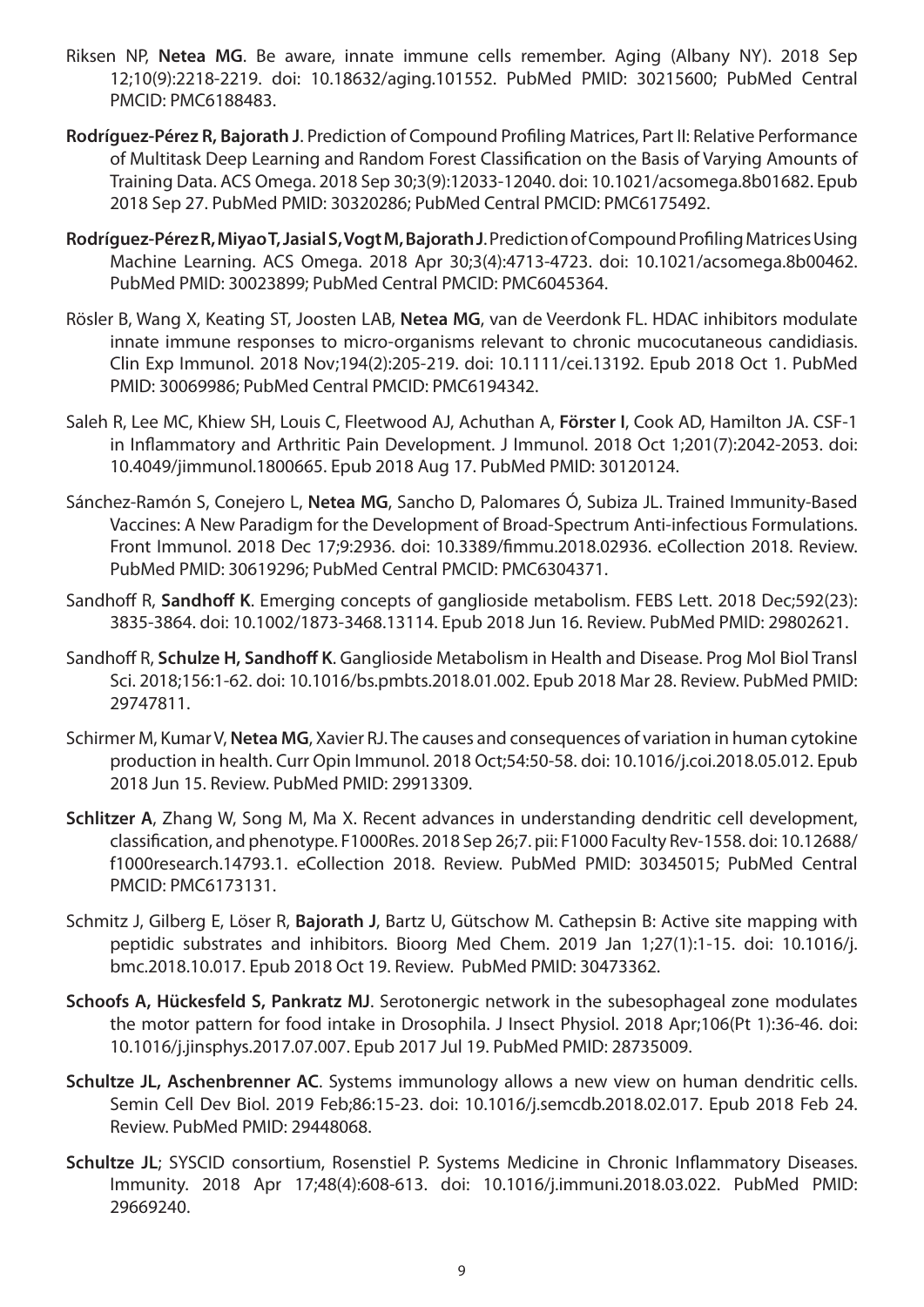Riksen NP, **Netea MG**. Be aware, innate immune cells remember. Aging (Albany NY). 2018 Sep 12;10(9):2218-2219. doi: 10.18632/aging.101552. PubMed PMID: 30215600; PubMed Central PMCID: PMC6188483.

**Rodríguez-Pérez R, Bajorath J**. Prediction of Compound Profiling Matrices, Part II: Relative Performance of Multitask Deep Learning and Random Forest Classification on the Basis of Varying Amounts of Training Data. ACS Omega. 2018 Sep 30;3(9):12033-12040. doi: 10.1021/acsomega.8b01682. Epub 2018 Sep 27. PubMed PMID: 30320286; PubMed Central PMCID: PMC6175492.

**Rodríguez-Pérez R, Miyao T, Jasial S, Vogt M, Bajorath J**. Prediction of Compound Profiling Matrices Using Machine Learning. ACS Omega. 2018 Apr 30;3(4):4713-4723. doi: 10.1021/acsomega.8b00462. PubMed PMID: 30023899; PubMed Central PMCID: PMC6045364.

Rösler B, Wang X, Keating ST, Joosten LAB, **Netea MG**, van de Veerdonk FL. HDAC inhibitors modulate innate immune responses to micro-organisms relevant to chronic mucocutaneous candidiasis. Clin Exp Immunol. 2018 Nov;194(2):205-219. doi: 10.1111/cei.13192. Epub 2018 Oct 1. PubMed PMID: 30069986; PubMed Central PMCID: PMC6194342.

Saleh R, Lee MC, Khiew SH, Louis C, Fleetwood AJ, Achuthan A, **Förster I**, Cook AD, Hamilton JA. CSF-1 in Inflammatory and Arthritic Pain Development. J Immunol. 2018 Oct 1;201(7):2042-2053. doi: 10.4049/jimmunol.1800665. Epub 2018 Aug 17. PubMed PMID: 30120124.

Sánchez-Ramón S, Conejero L, **Netea MG**, Sancho D, Palomares Ó, Subiza JL. Trained Immunity-Based Vaccines: A New Paradigm for the Development of Broad-Spectrum Anti-infectious Formulations. Front Immunol. 2018 Dec 17;9:2936. doi: 10.3389/fimmu.2018.02936. eCollection 2018. Review. PubMed PMID: 30619296; PubMed Central PMCID: PMC6304371.

Sandhoff R, **Sandhoff K**. Emerging concepts of ganglioside metabolism. FEBS Lett. 2018 Dec;592(23): 3835-3864. doi: 10.1002/1873-3468.13114. Epub 2018 Jun 16. Review. PubMed PMID: 29802621.

Sandhoff R, **Schulze H, Sandhoff K**. Ganglioside Metabolism in Health and Disease. Prog Mol Biol Transl Sci. 2018;156:1-62. doi: 10.1016/bs.pmbts.2018.01.002. Epub 2018 Mar 28. Review. PubMed PMID: 29747811.

Schirmer M, Kumar V, **Netea MG**, Xavier RJ. The causes and consequences of variation in human cytokine production in health. Curr Opin Immunol. 2018 Oct;54:50-58. doi: 10.1016/j.coi.2018.05.012. Epub 2018 Jun 15. Review. PubMed PMID: 29913309.

**Schlitzer A**, Zhang W, Song M, Ma X. Recent advances in understanding dendritic cell development, classification, and phenotype. F1000Res. 2018 Sep 26;7. pii: F1000 Faculty Rev-1558. doi: 10.12688/f1000research.14793.1. eCollection 2018. Review. PubMed PMID: 30345015; PubMed Central PMCID: PMC6173131.

Schmitz J, Gilberg E, Löser R, **Bajorath J**, Bartz U, Gütschow M. Cathepsin B: Active site mapping with peptidic substrates and inhibitors. Bioorg Med Chem. 2019 Jan 1;27(1):1-15. doi: 10.1016/j.bmc.2018.10.017. Epub 2018 Oct 19. Review. PubMed PMID: 30473362.

**Schoofs A, Hückesfeld S, Pankratz MJ**. Serotonergic network in the subesophageal zone modulates the motor pattern for food intake in Drosophila. J Insect Physiol. 2018 Apr;106(Pt 1):36-46. doi: 10.1016/j.jinsphys.2017.07.007. Epub 2017 Jul 19. PubMed PMID: 28735009.

**Schultze JL, Aschenbrenner AC**. Systems immunology allows a new view on human dendritic cells. Semin Cell Dev Biol. 2019 Feb;86:15-23. doi: 10.1016/j.semcdb.2018.02.017. Epub 2018 Feb 24. Review. PubMed PMID: 29448068.

**Schultze JL**; SYSCID consortium, Rosenstiel P. Systems Medicine in Chronic Inflammatory Diseases. Immunity. 2018 Apr 17;48(4):608-613. doi: 10.1016/j.immuni.2018.03.022. PubMed PMID: 29669240.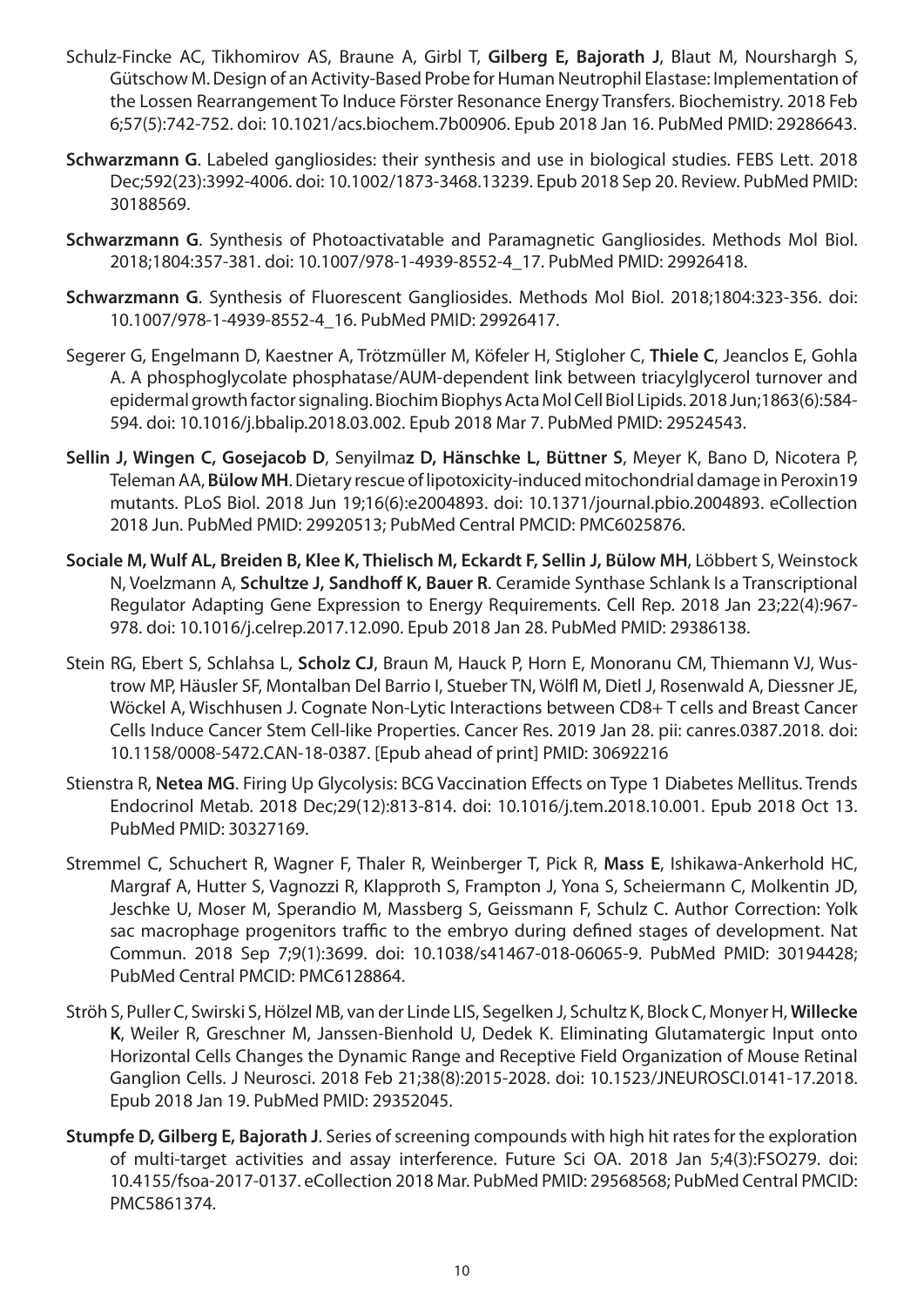Schulz-Fincke AC, Tikhomirov AS, Braune A, Girbl T, **Gilberg E, Bajorath J**, Blaut M, Nourshargh S, Gütschow M. Design of an Activity-Based Probe for Human Neutrophil Elastase: Implementation of the Lossen Rearrangement To Induce Förster Resonance Energy Transfers. Biochemistry. 2018 Feb 6;57(5):742-752. doi: 10.1021/acs.biochem.7b00906. Epub 2018 Jan 16. PubMed PMID: 29286643.

**Schwarzmann G**. Labeled gangliosides: their synthesis and use in biological studies. FEBS Lett. 2018 Dec;592(23):3992-4006. doi: 10.1002/1873-3468.13239. Epub 2018 Sep 20. Review. PubMed PMID: 30188569.

**Schwarzmann G**. Synthesis of Photoactivatable and Paramagnetic Gangliosides. Methods Mol Biol. 2018;1804:357-381. doi: 10.1007/978-1-4939-8552-4_17. PubMed PMID: 29926418.

**Schwarzmann G**. Synthesis of Fluorescent Gangliosides. Methods Mol Biol. 2018;1804:323-356. doi: 10.1007/978-1-4939-8552-4_16. PubMed PMID: 29926417.

Segerer G, Engelmann D, Kaestner A, Trötzmüller M, Köfeler H, Stigloher C, **Thiele C**, Jeanclos E, Gohla A. A phosphoglycolate phosphatase/AUM-dependent link between triacylglycerol turnover and epidermal growth factor signaling. Biochim Biophys Acta Mol Cell Biol Lipids. 2018 Jun;1863(6):584-594. doi: 10.1016/j.bbalip.2018.03.002. Epub 2018 Mar 7. PubMed PMID: 29524543.

**Sellin J, Wingen C, Gosejacob D**, Senyilma**z D, Hänschke L, Büttner S**, Meyer K, Bano D, Nicotera P, Teleman AA, **Bülow MH**. Dietary rescue of lipotoxicity-induced mitochondrial damage in Peroxin19 mutants. PLoS Biol. 2018 Jun 19;16(6):e2004893. doi: 10.1371/journal.pbio.2004893. eCollection 2018 Jun. PubMed PMID: 29920513; PubMed Central PMCID: PMC6025876.

**Sociale M, Wulf AL, Breiden B, Klee K, Thielisch M, Eckardt F, Sellin J, Bülow MH**, Löbbert S, Weinstock N, Voelzmann A, **Schultze J, Sandhoff K, Bauer R**. Ceramide Synthase Schlank Is a Transcriptional Regulator Adapting Gene Expression to Energy Requirements. Cell Rep. 2018 Jan 23;22(4):967-978. doi: 10.1016/j.celrep.2017.12.090. Epub 2018 Jan 28. PubMed PMID: 29386138.

Stein RG, Ebert S, Schlahsa L, **Scholz CJ**, Braun M, Hauck P, Horn E, Monoranu CM, Thiemann VJ, Wustrow MP, Häusler SF, Montalban Del Barrio I, Stueber TN, Wölfl M, Dietl J, Rosenwald A, Diessner JE, Wöckel A, Wischhusen J. Cognate Non-Lytic Interactions between CD8+ T cells and Breast Cancer Cells Induce Cancer Stem Cell-like Properties. Cancer Res. 2019 Jan 28. pii: canres.0387.2018. doi: 10.1158/0008-5472.CAN-18-0387. [Epub ahead of print] PMID: 30692216

Stienstra R, **Netea MG**. Firing Up Glycolysis: BCG Vaccination Effects on Type 1 Diabetes Mellitus. Trends Endocrinol Metab. 2018 Dec;29(12):813-814. doi: 10.1016/j.tem.2018.10.001. Epub 2018 Oct 13. PubMed PMID: 30327169.

Stremmel C, Schuchert R, Wagner F, Thaler R, Weinberger T, Pick R, **Mass E**, Ishikawa-Ankerhold HC, Margraf A, Hutter S, Vagnozzi R, Klapproth S, Frampton J, Yona S, Scheiermann C, Molkentin JD, Jeschke U, Moser M, Sperandio M, Massberg S, Geissmann F, Schulz C. Author Correction: Yolk sac macrophage progenitors traffic to the embryo during defined stages of development. Nat Commun. 2018 Sep 7;9(1):3699. doi: 10.1038/s41467-018-06065-9. PubMed PMID: 30194428; PubMed Central PMCID: PMC6128864.

Ströh S, Puller C, Swirski S, Hölzel MB, van der Linde LIS, Segelken J, Schultz K, Block C, Monyer H, **Willecke K**, Weiler R, Greschner M, Janssen-Bienhold U, Dedek K. Eliminating Glutamatergic Input onto Horizontal Cells Changes the Dynamic Range and Receptive Field Organization of Mouse Retinal Ganglion Cells. J Neurosci. 2018 Feb 21;38(8):2015-2028. doi: 10.1523/JNEUROSCI.0141-17.2018. Epub 2018 Jan 19. PubMed PMID: 29352045.

**Stumpfe D, Gilberg E, Bajorath J**. Series of screening compounds with high hit rates for the exploration of multi-target activities and assay interference. Future Sci OA. 2018 Jan 5;4(3):FSO279. doi: 10.4155/fsoa-2017-0137. eCollection 2018 Mar. PubMed PMID: 29568568; PubMed Central PMCID: PMC5861374.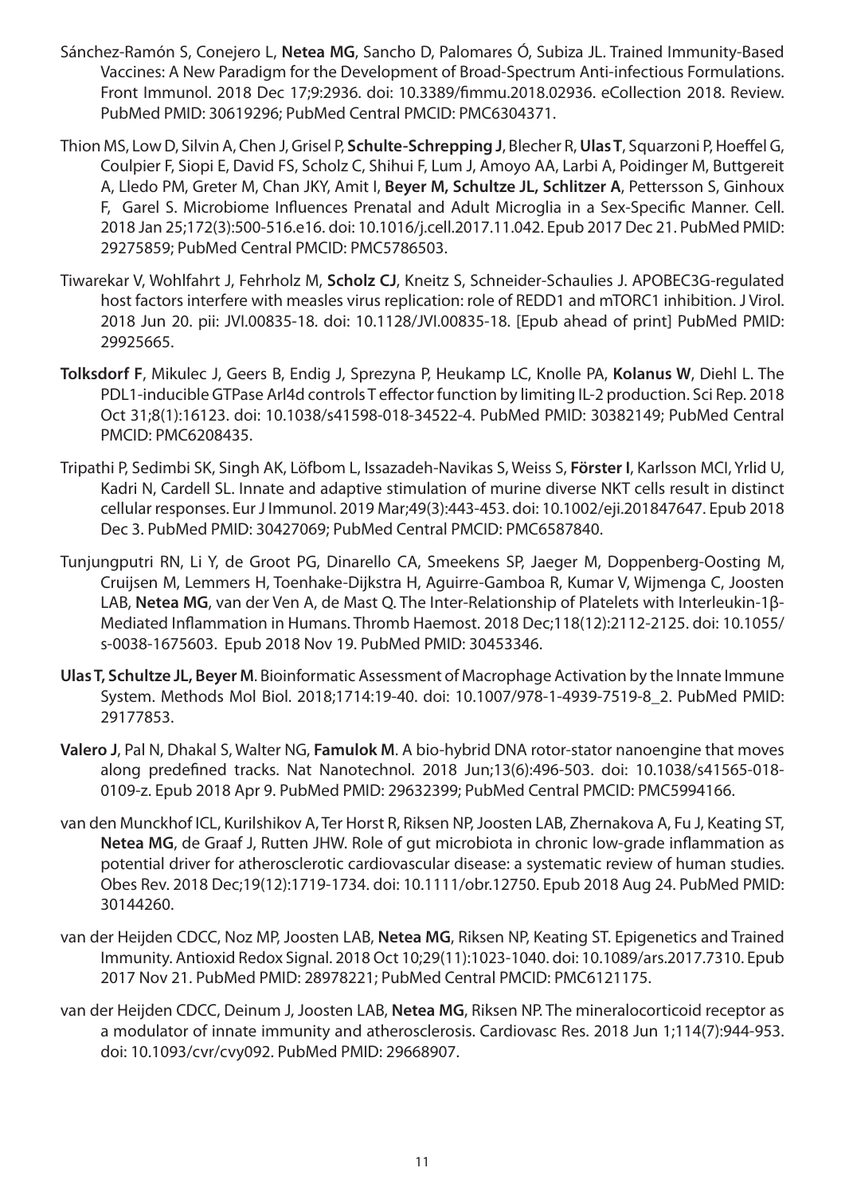Sánchez-Ramón S, Conejero L, **Netea MG**, Sancho D, Palomares Ó, Subiza JL. Trained Immunity-Based Vaccines: A New Paradigm for the Development of Broad-Spectrum Anti-infectious Formulations. Front Immunol. 2018 Dec 17;9:2936. doi: 10.3389/fimmu.2018.02936. eCollection 2018. Review. PubMed PMID: 30619296; PubMed Central PMCID: PMC6304371.

Thion MS, Low D, Silvin A, Chen J, Grisel P, **Schulte-Schrepping J**, Blecher R, **Ulas T**, Squarzoni P, Hoeffel G, Coulpier F, Siopi E, David FS, Scholz C, Shihui F, Lum J, Amoyo AA, Larbi A, Poidinger M, Buttgereit A, Lledo PM, Greter M, Chan JKY, Amit I, **Beyer M, Schultze JL, Schlitzer A**, Pettersson S, Ginhoux F, Garel S. Microbiome Influences Prenatal and Adult Microglia in a Sex-Specific Manner. Cell. 2018 Jan 25;172(3):500-516.e16. doi: 10.1016/j.cell.2017.11.042. Epub 2017 Dec 21. PubMed PMID: 29275859; PubMed Central PMCID: PMC5786503.

Tiwarekar V, Wohlfahrt J, Fehrholz M, **Scholz CJ**, Kneitz S, Schneider-Schaulies J. APOBEC3G-regulated host factors interfere with measles virus replication: role of REDD1 and mTORC1 inhibition. J Virol. 2018 Jun 20. pii: JVI.00835-18. doi: 10.1128/JVI.00835-18. [Epub ahead of print] PubMed PMID: 29925665.

**Tolksdorf F**, Mikulec J, Geers B, Endig J, Sprezyna P, Heukamp LC, Knolle PA, **Kolanus W**, Diehl L. The PDL1-inducible GTPase Arl4d controls T effector function by limiting IL-2 production. Sci Rep. 2018 Oct 31;8(1):16123. doi: 10.1038/s41598-018-34522-4. PubMed PMID: 30382149; PubMed Central PMCID: PMC6208435.

Tripathi P, Sedimbi SK, Singh AK, Löfbom L, Issazadeh-Navikas S, Weiss S, **Förster I**, Karlsson MCI, Yrlid U, Kadri N, Cardell SL. Innate and adaptive stimulation of murine diverse NKT cells result in distinct cellular responses. Eur J Immunol. 2019 Mar;49(3):443-453. doi: 10.1002/eji.201847647. Epub 2018 Dec 3. PubMed PMID: 30427069; PubMed Central PMCID: PMC6587840.

Tunjungputri RN, Li Y, de Groot PG, Dinarello CA, Smeekens SP, Jaeger M, Doppenberg-Oosting M, Cruijsen M, Lemmers H, Toenhake-Dijkstra H, Aguirre-Gamboa R, Kumar V, Wijmenga C, Joosten LAB, **Netea MG**, van der Ven A, de Mast Q. The Inter-Relationship of Platelets with Interleukin-1β-Mediated Inflammation in Humans. Thromb Haemost. 2018 Dec;118(12):2112-2125. doi: 10.1055/s-0038-1675603. Epub 2018 Nov 19. PubMed PMID: 30453346.

**Ulas T, Schultze JL, Beyer M**. Bioinformatic Assessment of Macrophage Activation by the Innate Immune System. Methods Mol Biol. 2018;1714:19-40. doi: 10.1007/978-1-4939-7519-8_2. PubMed PMID: 29177853.

**Valero J**, Pal N, Dhakal S, Walter NG, **Famulok M**. A bio-hybrid DNA rotor-stator nanoengine that moves along predefined tracks. Nat Nanotechnol. 2018 Jun;13(6):496-503. doi: 10.1038/s41565-018-0109-z. Epub 2018 Apr 9. PubMed PMID: 29632399; PubMed Central PMCID: PMC5994166.

van den Munckhof ICL, Kurilshikov A, Ter Horst R, Riksen NP, Joosten LAB, Zhernakova A, Fu J, Keating ST, **Netea MG**, de Graaf J, Rutten JHW. Role of gut microbiota in chronic low-grade inflammation as potential driver for atherosclerotic cardiovascular disease: a systematic review of human studies. Obes Rev. 2018 Dec;19(12):1719-1734. doi: 10.1111/obr.12750. Epub 2018 Aug 24. PubMed PMID: 30144260.

van der Heijden CDCC, Noz MP, Joosten LAB, **Netea MG**, Riksen NP, Keating ST. Epigenetics and Trained Immunity. Antioxid Redox Signal. 2018 Oct 10;29(11):1023-1040. doi: 10.1089/ars.2017.7310. Epub 2017 Nov 21. PubMed PMID: 28978221; PubMed Central PMCID: PMC6121175.

van der Heijden CDCC, Deinum J, Joosten LAB, **Netea MG**, Riksen NP. The mineralocorticoid receptor as a modulator of innate immunity and atherosclerosis. Cardiovasc Res. 2018 Jun 1;114(7):944-953. doi: 10.1093/cvr/cvy092. PubMed PMID: 29668907.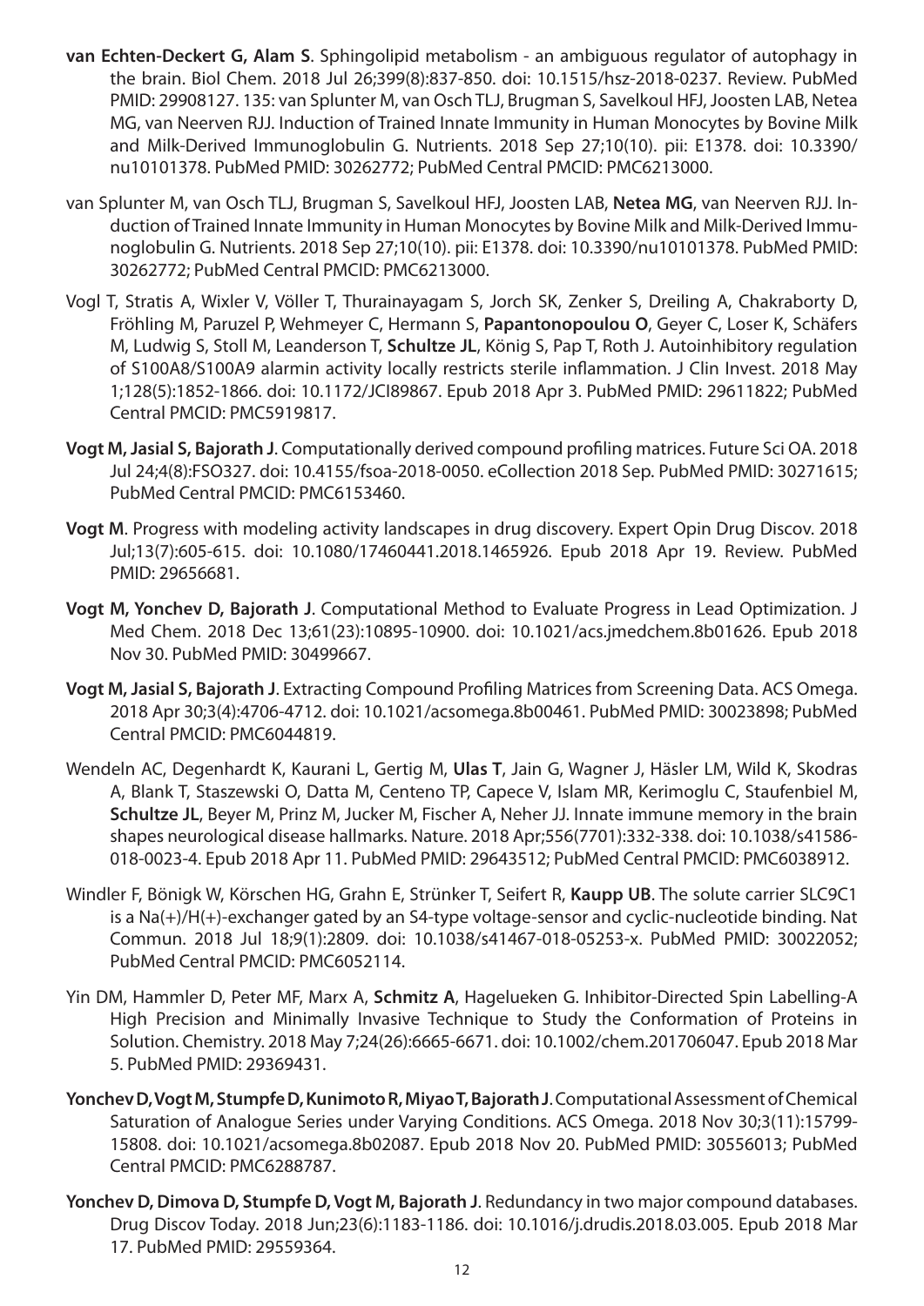**van Echten-Deckert G, Alam S**. Sphingolipid metabolism - an ambiguous regulator of autophagy in the brain. Biol Chem. 2018 Jul 26;399(8):837-850. doi: 10.1515/hsz-2018-0237. Review. PubMed PMID: 29908127. 135: van Splunter M, van Osch TLJ, Brugman S, Savelkoul HFJ, Joosten LAB, Netea MG, van Neerven RJJ. Induction of Trained Innate Immunity in Human Monocytes by Bovine Milk and Milk-Derived Immunoglobulin G. Nutrients. 2018 Sep 27;10(10). pii: E1378. doi: 10.3390/nu10101378. PubMed PMID: 30262772; PubMed Central PMCID: PMC6213000.

van Splunter M, van Osch TLJ, Brugman S, Savelkoul HFJ, Joosten LAB, **Netea MG**, van Neerven RJJ. Induction of Trained Innate Immunity in Human Monocytes by Bovine Milk and Milk-Derived Immunoglobulin G. Nutrients. 2018 Sep 27;10(10). pii: E1378. doi: 10.3390/nu10101378. PubMed PMID: 30262772; PubMed Central PMCID: PMC6213000.

Vogl T, Stratis A, Wixler V, Völler T, Thurainayagam S, Jorch SK, Zenker S, Dreiling A, Chakraborty D, Fröhling M, Paruzel P, Wehmeyer C, Hermann S, **Papantonopoulou O**, Geyer C, Loser K, Schäfers M, Ludwig S, Stoll M, Leanderson T, **Schultze JL**, König S, Pap T, Roth J. Autoinhibitory regulation of S100A8/S100A9 alarmin activity locally restricts sterile inflammation. J Clin Invest. 2018 May 1;128(5):1852-1866. doi: 10.1172/JCI89867. Epub 2018 Apr 3. PubMed PMID: 29611822; PubMed Central PMCID: PMC5919817.

**Vogt M, Jasial S, Bajorath J**. Computationally derived compound profiling matrices. Future Sci OA. 2018 Jul 24;4(8):FSO327. doi: 10.4155/fsoa-2018-0050. eCollection 2018 Sep. PubMed PMID: 30271615; PubMed Central PMCID: PMC6153460.

**Vogt M**. Progress with modeling activity landscapes in drug discovery. Expert Opin Drug Discov. 2018 Jul;13(7):605-615. doi: 10.1080/17460441.2018.1465926. Epub 2018 Apr 19. Review. PubMed PMID: 29656681.

**Vogt M, Yonchev D, Bajorath J**. Computational Method to Evaluate Progress in Lead Optimization. J Med Chem. 2018 Dec 13;61(23):10895-10900. doi: 10.1021/acs.jmedchem.8b01626. Epub 2018 Nov 30. PubMed PMID: 30499667.

**Vogt M, Jasial S, Bajorath J**. Extracting Compound Profiling Matrices from Screening Data. ACS Omega. 2018 Apr 30;3(4):4706-4712. doi: 10.1021/acsomega.8b00461. PubMed PMID: 30023898; PubMed Central PMCID: PMC6044819.

Wendeln AC, Degenhardt K, Kaurani L, Gertig M, **Ulas T**, Jain G, Wagner J, Häsler LM, Wild K, Skodras A, Blank T, Staszewski O, Datta M, Centeno TP, Capece V, Islam MR, Kerimoglu C, Staufenbiel M, **Schultze JL**, Beyer M, Prinz M, Jucker M, Fischer A, Neher JJ. Innate immune memory in the brain shapes neurological disease hallmarks. Nature. 2018 Apr;556(7701):332-338. doi: 10.1038/s41586-018-0023-4. Epub 2018 Apr 11. PubMed PMID: 29643512; PubMed Central PMCID: PMC6038912.

Windler F, Bönigk W, Körschen HG, Grahn E, Strünker T, Seifert R, **Kaupp UB**. The solute carrier SLC9C1 is a Na(+)/H(+)-exchanger gated by an S4-type voltage-sensor and cyclic-nucleotide binding. Nat Commun. 2018 Jul 18;9(1):2809. doi: 10.1038/s41467-018-05253-x. PubMed PMID: 30022052; PubMed Central PMCID: PMC6052114.

Yin DM, Hammler D, Peter MF, Marx A, **Schmitz A**, Hagelueken G. Inhibitor-Directed Spin Labelling-A High Precision and Minimally Invasive Technique to Study the Conformation of Proteins in Solution. Chemistry. 2018 May 7;24(26):6665-6671. doi: 10.1002/chem.201706047. Epub 2018 Mar 5. PubMed PMID: 29369431.

**Yonchev D, Vogt M, Stumpfe D, Kunimoto R, Miyao T, Bajorath J**. Computational Assessment of Chemical Saturation of Analogue Series under Varying Conditions. ACS Omega. 2018 Nov 30;3(11):15799-15808. doi: 10.1021/acsomega.8b02087. Epub 2018 Nov 20. PubMed PMID: 30556013; PubMed Central PMCID: PMC6288787.

**Yonchev D, Dimova D, Stumpfe D, Vogt M, Bajorath J**. Redundancy in two major compound databases. Drug Discov Today. 2018 Jun;23(6):1183-1186. doi: 10.1016/j.drudis.2018.03.005. Epub 2018 Mar 17. PubMed PMID: 29559364.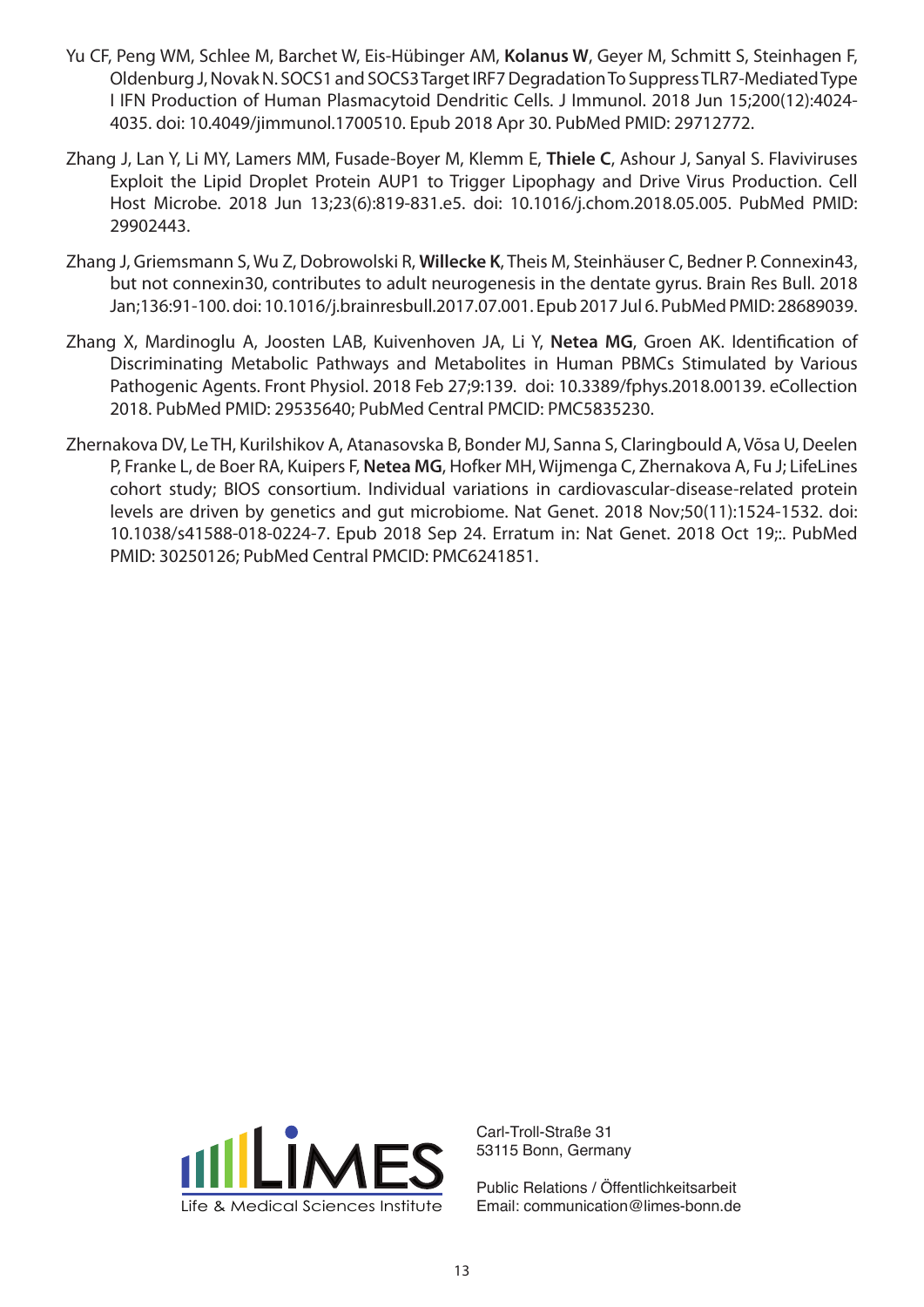Yu CF, Peng WM, Schlee M, Barchet W, Eis-Hübinger AM, **Kolanus W**, Geyer M, Schmitt S, Steinhagen F, Oldenburg J, Novak N. SOCS1 and SOCS3 Target IRF7 Degradation To Suppress TLR7-Mediated Type I IFN Production of Human Plasmacytoid Dendritic Cells. J Immunol. 2018 Jun 15;200(12):4024-4035. doi: 10.4049/jimmunol.1700510. Epub 2018 Apr 30. PubMed PMID: 29712772.

Zhang J, Lan Y, Li MY, Lamers MM, Fusade-Boyer M, Klemm E, **Thiele C**, Ashour J, Sanyal S. Flaviviruses Exploit the Lipid Droplet Protein AUP1 to Trigger Lipophagy and Drive Virus Production. Cell Host Microbe. 2018 Jun 13;23(6):819-831.e5. doi: 10.1016/j.chom.2018.05.005. PubMed PMID: 29902443.

Zhang J, Griemsmann S, Wu Z, Dobrowolski R, **Willecke K**, Theis M, Steinhäuser C, Bedner P. Connexin43, but not connexin30, contributes to adult neurogenesis in the dentate gyrus. Brain Res Bull. 2018 Jan;136:91-100. doi: 10.1016/j.brainresbull.2017.07.001. Epub 2017 Jul 6. PubMed PMID: 28689039.

Zhang X, Mardinoglu A, Joosten LAB, Kuivenhoven JA, Li Y, **Netea MG**, Groen AK. Identification of Discriminating Metabolic Pathways and Metabolites in Human PBMCs Stimulated by Various Pathogenic Agents. Front Physiol. 2018 Feb 27;9:139. doi: 10.3389/fphys.2018.00139. eCollection 2018. PubMed PMID: 29535640; PubMed Central PMCID: PMC5835230.

Zhernakova DV, Le TH, Kurilshikov A, Atanasovska B, Bonder MJ, Sanna S, Claringbould A, Võsa U, Deelen P, Franke L, de Boer RA, Kuipers F, **Netea MG**, Hofker MH, Wijmenga C, Zhernakova A, Fu J; LifeLines cohort study; BIOS consortium. Individual variations in cardiovascular-disease-related protein levels are driven by genetics and gut microbiome. Nat Genet. 2018 Nov;50(11):1524-1532. doi: 10.1038/s41588-018-0224-7. Epub 2018 Sep 24. Erratum in: Nat Genet. 2018 Oct 19;:. PubMed PMID: 30250126; PubMed Central PMCID: PMC6241851.

LIMES
Life & Medical Sciences Institute

Carl-Troll-Straße 31
53115 Bonn, Germany

Public Relations / Öffentlichkeitsarbeit
Email: communication@limes-bonn.de